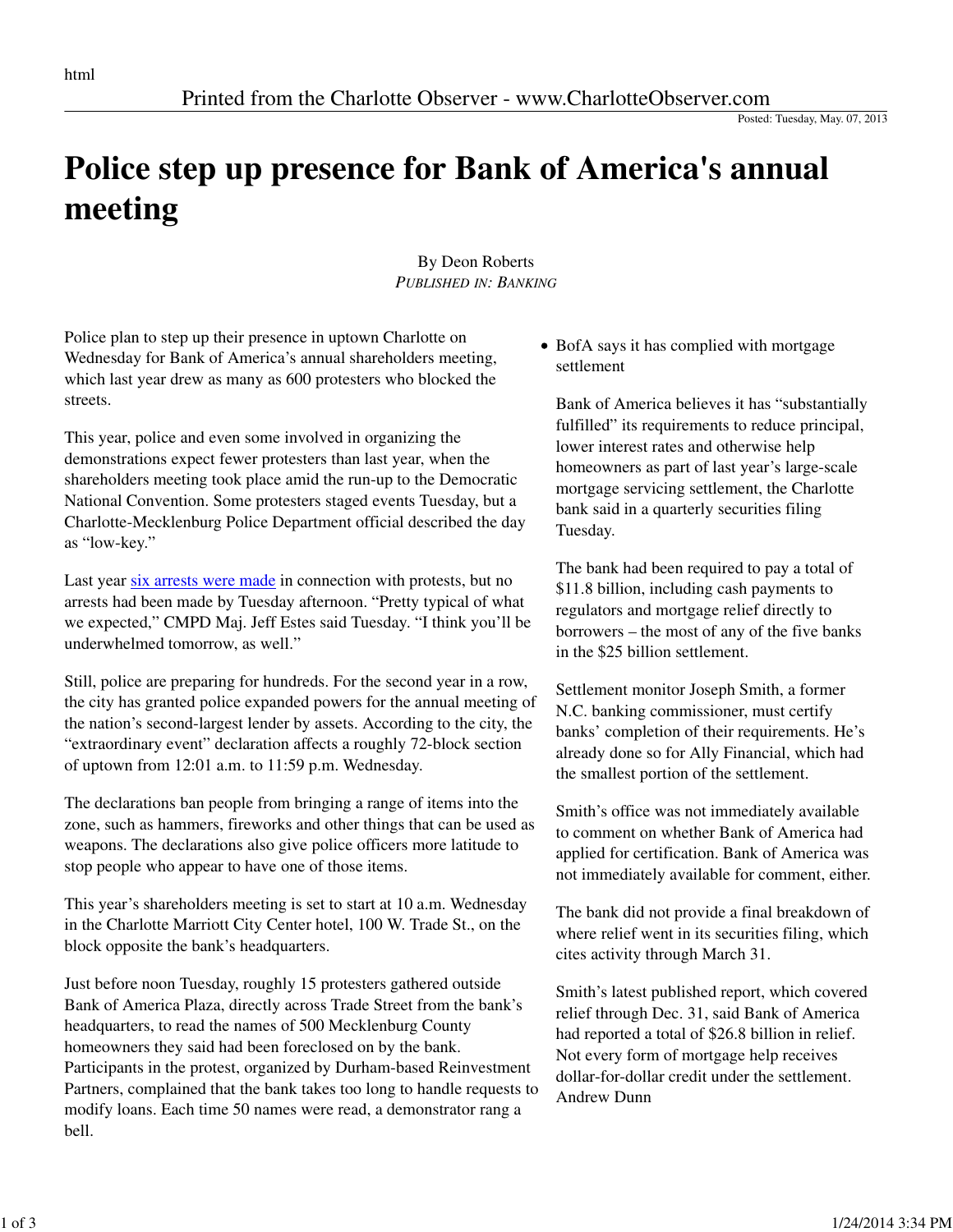Printed from the Charlotte Observer - www.CharlotteObserver.com

Posted: Tuesday, May. 07, 2013

# Police step up presence for Bank of America's annual meeting

By Deon Roberts
*Published in: Banking*

Police plan to step up their presence in uptown Charlotte on Wednesday for Bank of America's annual shareholders meeting, which last year drew as many as 600 protesters who blocked the streets.

This year, police and even some involved in organizing the demonstrations expect fewer protesters than last year, when the shareholders meeting took place amid the run-up to the Democratic National Convention. Some protesters staged events Tuesday, but a Charlotte-Mecklenburg Police Department official described the day as "low-key."

Last year six arrests were made in connection with protests, but no arrests had been made by Tuesday afternoon. "Pretty typical of what we expected," CMPD Maj. Jeff Estes said Tuesday. "I think you'll be underwhelmed tomorrow, as well."

Still, police are preparing for hundreds. For the second year in a row, the city has granted police expanded powers for the annual meeting of the nation's second-largest lender by assets. According to the city, the "extraordinary event" declaration affects a roughly 72-block section of uptown from 12:01 a.m. to 11:59 p.m. Wednesday.

The declarations ban people from bringing a range of items into the zone, such as hammers, fireworks and other things that can be used as weapons. The declarations also give police officers more latitude to stop people who appear to have one of those items.

This year's shareholders meeting is set to start at 10 a.m. Wednesday in the Charlotte Marriott City Center hotel, 100 W. Trade St., on the block opposite the bank's headquarters.

Just before noon Tuesday, roughly 15 protesters gathered outside Bank of America Plaza, directly across Trade Street from the bank's headquarters, to read the names of 500 Mecklenburg County homeowners they said had been foreclosed on by the bank. Participants in the protest, organized by Durham-based Reinvestment Partners, complained that the bank takes too long to handle requests to modify loans. Each time 50 names were read, a demonstrator rang a bell.

- BofA says it has complied with mortgage settlement

Bank of America believes it has "substantially fulfilled" its requirements to reduce principal, lower interest rates and otherwise help homeowners as part of last year's large-scale mortgage servicing settlement, the Charlotte bank said in a quarterly securities filing Tuesday.

The bank had been required to pay a total of $11.8 billion, including cash payments to regulators and mortgage relief directly to borrowers – the most of any of the five banks in the $25 billion settlement.

Settlement monitor Joseph Smith, a former N.C. banking commissioner, must certify banks' completion of their requirements. He's already done so for Ally Financial, which had the smallest portion of the settlement.

Smith's office was not immediately available to comment on whether Bank of America had applied for certification. Bank of America was not immediately available for comment, either.

The bank did not provide a final breakdown of where relief went in its securities filing, which cites activity through March 31.

Smith's latest published report, which covered relief through Dec. 31, said Bank of America had reported a total of $26.8 billion in relief. Not every form of mortgage help receives dollar-for-dollar credit under the settlement. Andrew Dunn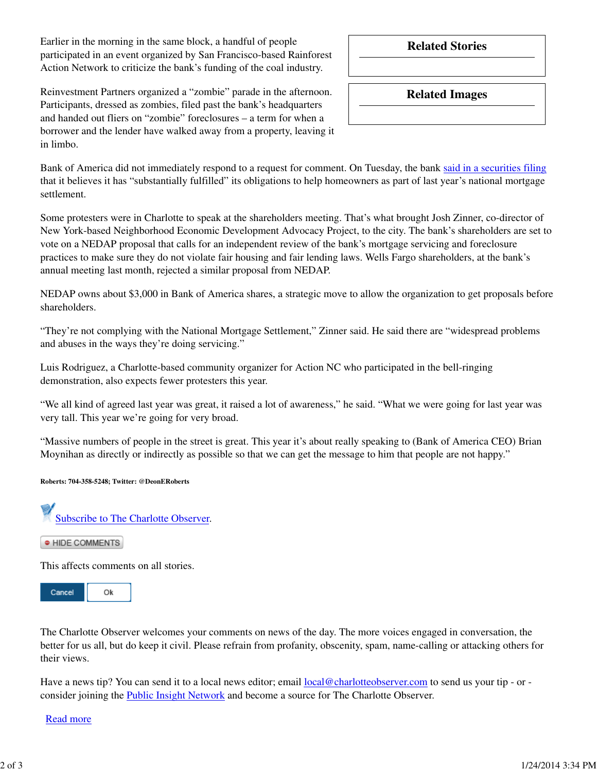Earlier in the morning in the same block, a handful of people participated in an event organized by San Francisco-based Rainforest Action Network to criticize the bank's funding of the coal industry.

Reinvestment Partners organized a "zombie" parade in the afternoon. Participants, dressed as zombies, filed past the bank's headquarters and handed out fliers on "zombie" foreclosures – a term for when a borrower and the lender have walked away from a property, leaving it in limbo.

**Related Stories**

**Related Images**

Bank of America did not immediately respond to a request for comment. On Tuesday, the bank said in a securities filing that it believes it has "substantially fulfilled" its obligations to help homeowners as part of last year's national mortgage settlement.

Some protesters were in Charlotte to speak at the shareholders meeting. That's what brought Josh Zinner, co-director of New York-based Neighborhood Economic Development Advocacy Project, to the city. The bank's shareholders are set to vote on a NEDAP proposal that calls for an independent review of the bank's mortgage servicing and foreclosure practices to make sure they do not violate fair housing and fair lending laws. Wells Fargo shareholders, at the bank's annual meeting last month, rejected a similar proposal from NEDAP.

NEDAP owns about $3,000 in Bank of America shares, a strategic move to allow the organization to get proposals before shareholders.

"They're not complying with the National Mortgage Settlement," Zinner said. He said there are "widespread problems and abuses in the ways they're doing servicing."

Luis Rodriguez, a Charlotte-based community organizer for Action NC who participated in the bell-ringing demonstration, also expects fewer protesters this year.

"We all kind of agreed last year was great, it raised a lot of awareness," he said. "What we were going for last year was very tall. This year we're going for very broad.

"Massive numbers of people in the street is great. This year it's about really speaking to (Bank of America CEO) Brian Moynihan as directly or indirectly as possible so that we can get the message to him that people are not happy."

**Roberts: 704-358-5248; Twitter: @DeonERoberts**

Subscribe to The Charlotte Observer.

HIDE COMMENTS

This affects comments on all stories.

Cancel Ok

The Charlotte Observer welcomes your comments on news of the day. The more voices engaged in conversation, the better for us all, but do keep it civil. Please refrain from profanity, obscenity, spam, name-calling or attacking others for their views.

Have a news tip? You can send it to a local news editor; email local@charlotteobserver.com to send us your tip - or - consider joining the Public Insight Network and become a source for The Charlotte Observer.

Read more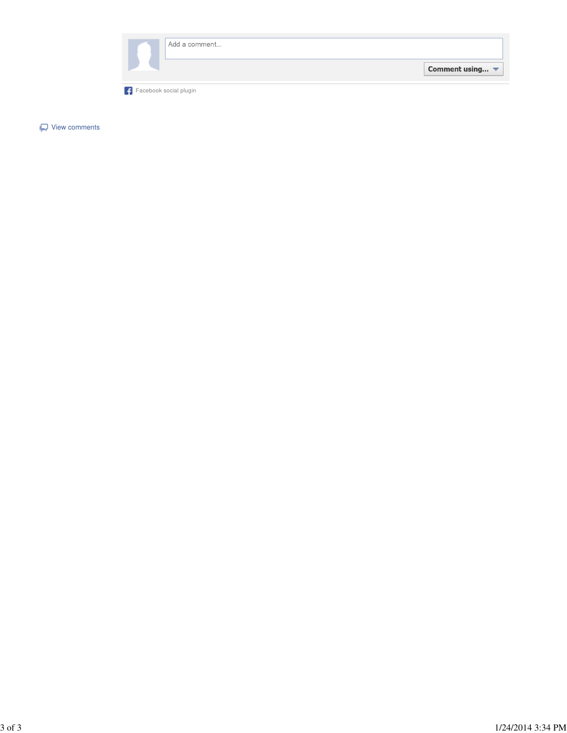Add a comment...

Comment using...

Facebook social plugin

View comments